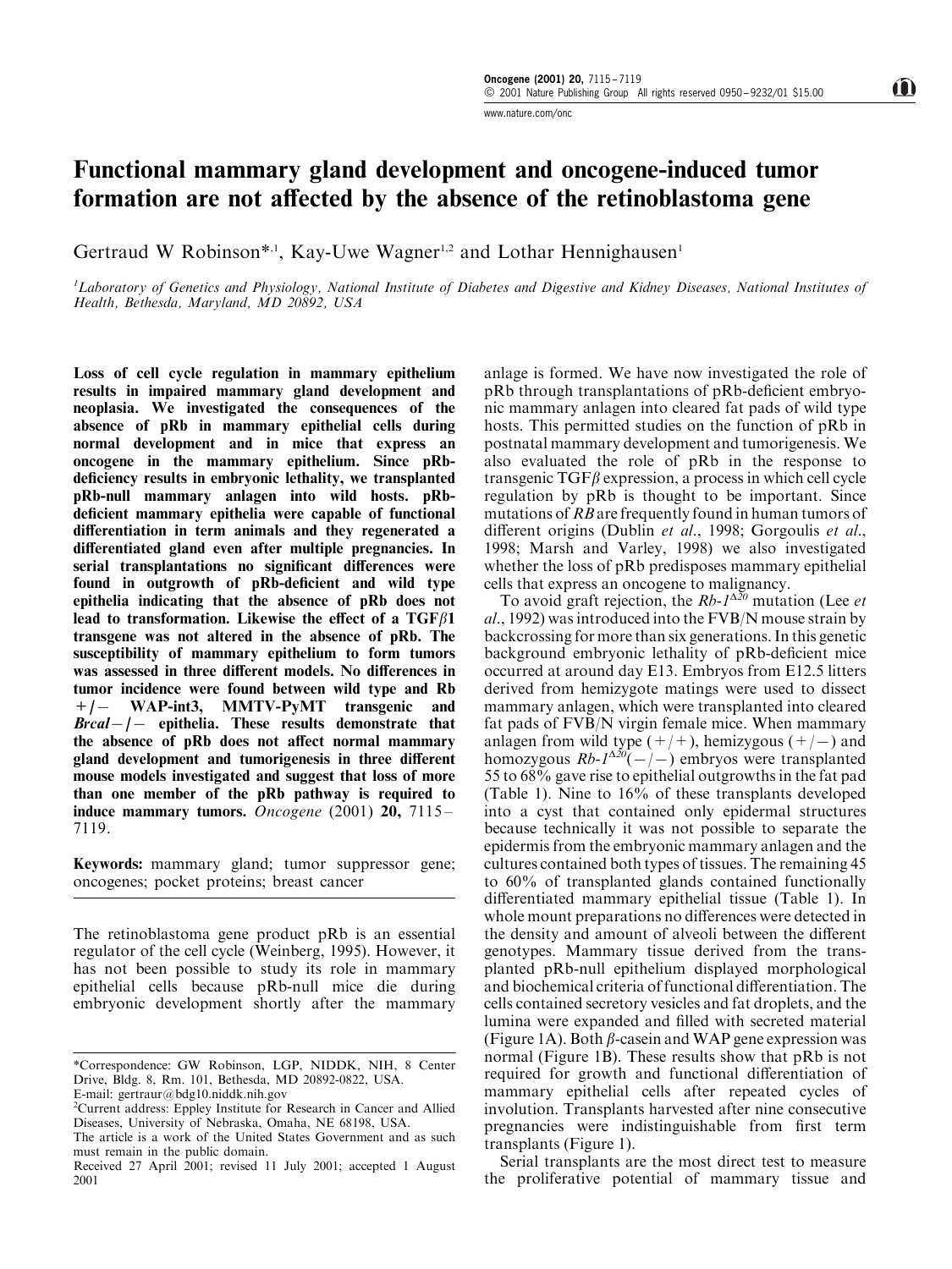# Functional mammary gland development and oncogene-induced tumor formation are not affected by the absence of the retinoblastoma gene

Gertraud W Robinson*,[1], Kay-Uwe Wagner[1,2] and Lothar Hennighausen[1]

[1]Laboratory of Genetics and Physiology, National Institute of Diabetes and Digestive and Kidney Diseases, National Institutes of Health, Bethesda, Maryland, MD 20892, USA

**Loss of cell cycle regulation in mammary epithelium results in impaired mammary gland development and neoplasia. We investigated the consequences of the absence of pRb in mammary epithelial cells during normal development and in mice that express an oncogene in the mammary epithelium. Since pRb-deficiency results in embryonic lethality, we transplanted pRb-null mammary anlagen into wild hosts. pRb-deficient mammary epithelia were capable of functional differentiation in term animals and they regenerated a differentiated gland even after multiple pregnancies. In serial transplantations no significant differences were found in outgrowth of pRb-deficient and wild type epithelia indicating that the absence of pRb does not lead to transformation. Likewise the effect of a TGF$\beta$1 transgene was not altered in the absence of pRb. The susceptibility of mammary epithelium to form tumors was assessed in three different models. No differences in tumor incidence were found between wild type and Rb +/− WAP-int3, MMTV-PyMT transgenic and *Brca1*−/− epithelia. These results demonstrate that the absence of pRb does not affect normal mammary gland development and tumorigenesis in three different mouse models investigated and suggest that loss of more than one member of the pRb pathway is required to induce mammary tumors.** *Oncogene* (2001) **20,** 7115–7119.

**Keywords:** mammary gland; tumor suppressor gene; oncogenes; pocket proteins; breast cancer

The retinoblastoma gene product pRb is an essential regulator of the cell cycle (Weinberg, 1995). However, it has not been possible to study its role in mammary epithelial cells because pRb-null mice die during embryonic development shortly after the mammary anlage is formed. We have now investigated the role of pRb through transplantations of pRb-deficient embryonic mammary anlagen into cleared fat pads of wild type hosts. This permitted studies on the function of pRb in postnatal mammary development and tumorigenesis. We also evaluated the role of pRb in the response to transgenic TGF$\beta$ expression, a process in which cell cycle regulation by pRb is thought to be important. Since mutations of *RB* are frequently found in human tumors of different origins (Dublin *et al*., 1998; Gorgoulis *et al*., 1998; Marsh and Varley, 1998) we also investigated whether the loss of pRb predisposes mammary epithelial cells that express an oncogene to malignancy.

To avoid graft rejection, the *Rb-1*$^{\Delta 20}$ mutation (Lee *et al*., 1992) was introduced into the FVB/N mouse strain by backcrossing for more than six generations. In this genetic background embryonic lethality of pRb-deficient mice occurred at around day E13. Embryos from E12.5 litters derived from hemizygote matings were used to dissect mammary anlagen, which were transplanted into cleared fat pads of FVB/N virgin female mice. When mammary anlagen from wild type (+/+), hemizygous (+/−) and homozygous *Rb-1*$^{\Delta 20}$(−/−) embryos were transplanted 55 to 68% gave rise to epithelial outgrowths in the fat pad (Table 1). Nine to 16% of these transplants developed into a cyst that contained only epidermal structures because technically it was not possible to separate the epidermis from the embryonic mammary anlagen and the cultures contained both types of tissues. The remaining 45 to 60% of transplanted glands contained functionally differentiated mammary epithelial tissue (Table 1). In whole mount preparations no differences were detected in the density and amount of alveoli between the different genotypes. Mammary tissue derived from the transplanted pRb-null epithelium displayed morphological and biochemical criteria of functional differentiation. The cells contained secretory vesicles and fat droplets, and the lumina were expanded and filled with secreted material (Figure 1A). Both $\beta$-casein and WAP gene expression was normal (Figure 1B). These results show that pRb is not required for growth and functional differentiation of mammary epithelial cells after repeated cycles of involution. Transplants harvested after nine consecutive pregnancies were indistinguishable from first term transplants (Figure 1).

Serial transplants are the most direct test to measure the proliferative potential of mammary tissue and

*Correspondence: GW Robinson, LGP, NIDDK, NIH, 8 Center Drive, Bldg. 8, Rm. 101, Bethesda, MD 20892-0822, USA. E-mail: gertraur@bdg10.niddk.nih.gov

[2]Current address: Eppley Institute for Research in Cancer and Allied Diseases, University of Nebraska, Omaha, NE 68198, USA.

The article is a work of the United States Government and as such must remain in the public domain.

Received 27 April 2001; revised 11 July 2001; accepted 1 August 2001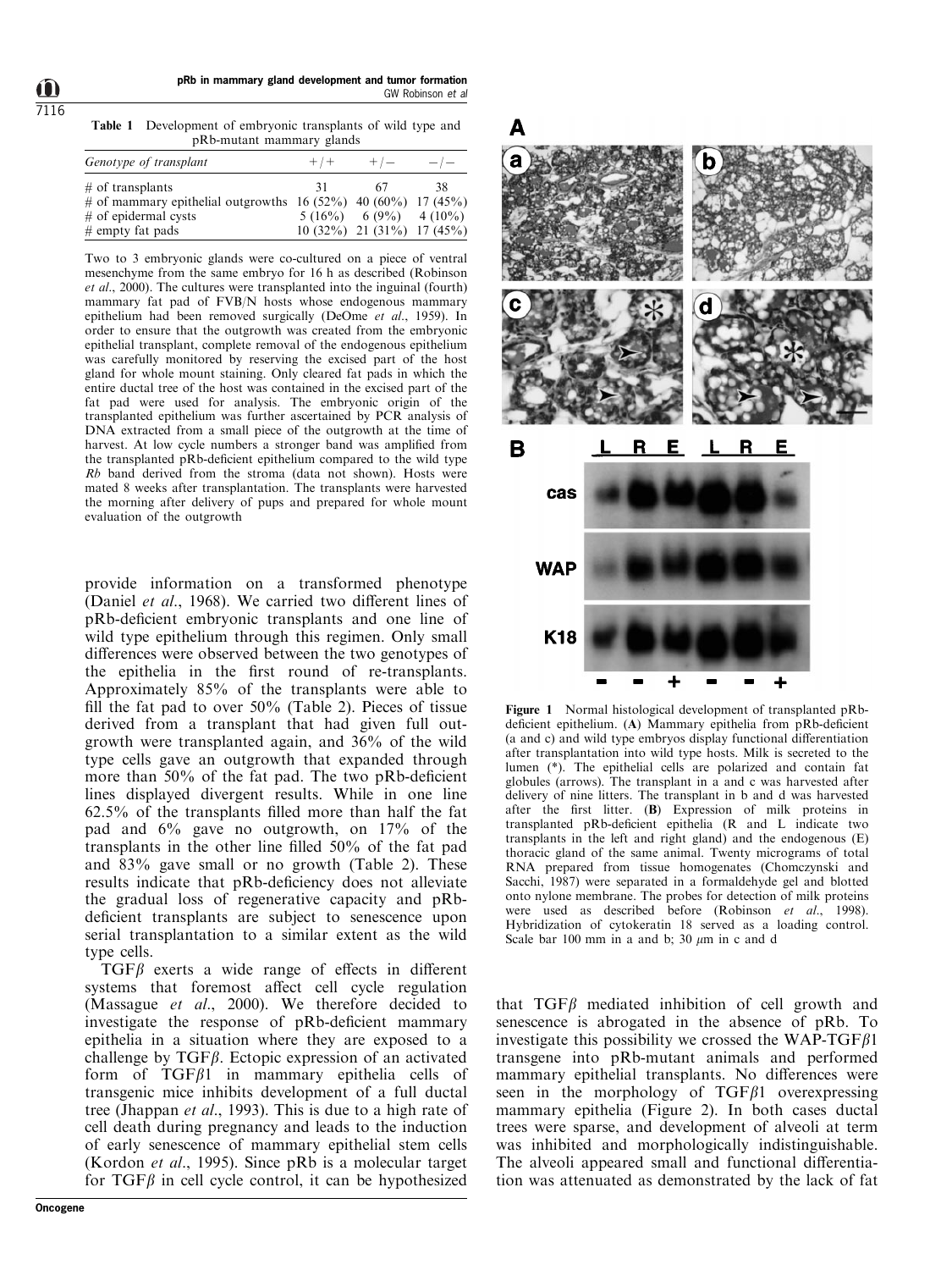**Table 1** Development of embryonic transplants of wild type and pRb-mutant mammary glands

| *Genotype of transplant* | +/+ | +/− | −/− |
|---|---|---|---|
| # of transplants | 31 | 67 | 38 |
| # of mammary epithelial outgrowths | 16 (52%) | 40 (60%) | 17 (45%) |
| # of epidermal cysts | 5 (16%) | 6 (9%) | 4 (10%) |
| # empty fat pads | 10 (32%) | 21 (31%) | 17 (45%) |

Two to 3 embryonic glands were co-cultured on a piece of ventral mesenchyme from the same embryo for 16 h as described (Robinson *et al*., 2000). The cultures were transplanted into the inguinal (fourth) mammary fat pad of FVB/N hosts whose endogenous mammary epithelium had been removed surgically (DeOme *et al*., 1959). In order to ensure that the outgrowth was created from the embryonic epithelial transplant, complete removal of the endogenous epithelium was carefully monitored by reserving the excised part of the host gland for whole mount staining. Only cleared fat pads in which the entire ductal tree of the host was contained in the excised part of the fat pad were used for analysis. The embryonic origin of the transplanted epithelium was further ascertained by PCR analysis of DNA extracted from a small piece of the outgrowth at the time of harvest. At low cycle numbers a stronger band was amplified from the transplanted pRb-deficient epithelium compared to the wild type *Rb* band derived from the stroma (data not shown). Hosts were mated 8 weeks after transplantation. The transplants were harvested the morning after delivery of pups and prepared for whole mount evaluation of the outgrowth

provide information on a transformed phenotype (Daniel *et al*., 1968). We carried two different lines of pRb-deficient embryonic transplants and one line of wild type epithelium through this regimen. Only small differences were observed between the two genotypes of the epithelia in the first round of re-transplants. Approximately 85% of the transplants were able to fill the fat pad to over 50% (Table 2). Pieces of tissue derived from a transplant that had given full outgrowth were transplanted again, and 36% of the wild type cells gave an outgrowth that expanded through more than 50% of the fat pad. The two pRb-deficient lines displayed divergent results. While in one line 62.5% of the transplants filled more than half the fat pad and 6% gave no outgrowth, on 17% of the transplants in the other line filled 50% of the fat pad and 83% gave small or no growth (Table 2). These results indicate that pRb-deficiency does not alleviate the gradual loss of regenerative capacity and pRb-deficient transplants are subject to senescence upon serial transplantation to a similar extent as the wild type cells.

TGF$\beta$ exerts a wide range of effects in different systems that foremost affect cell cycle regulation (Massague *et al*., 2000). We therefore decided to investigate the response of pRb-deficient mammary epithelia in a situation where they are exposed to a challenge by TGF$\beta$. Ectopic expression of an activated form of TGF$\beta$1 in mammary epithelia cells of transgenic mice inhibits development of a full ductal tree (Jhappan *et al*., 1993). This is due to a high rate of cell death during pregnancy and leads to the induction of early senescence of mammary epithelial stem cells (Kordon *et al*., 1995). Since pRb is a molecular target for TGF$\beta$ in cell cycle control, it can be hypothesized that TGF$\beta$ mediated inhibition of cell growth and senescence is abrogated in the absence of pRb. To investigate this possibility we crossed the WAP-TGF$\beta$1 transgene into pRb-mutant animals and performed mammary epithelial transplants. No differences were seen in the morphology of TGF$\beta$1 overexpressing mammary epithelia (Figure 2). In both cases ductal trees were sparse, and development of alveoli at term was inhibited and morphologically indistinguishable. The alveoli appeared small and functional differentiation was attenuated as demonstrated by the lack of fat

**Figure 1** Normal histological development of transplanted pRb-deficient epithelium. (**A**) Mammary epithelia from pRb-deficient (a and c) and wild type embryos display functional differentiation after transplantation into wild type hosts. Milk is secreted to the lumen (*). The epithelial cells are polarized and contain fat globules (arrows). The transplant in a and c was harvested after delivery of nine litters. The transplant in b and d was harvested after the first litter. (**B**) Expression of milk proteins in transplanted pRb-deficient epithelia (R and L indicate two transplants in the left and right gland) and the endogenous (E) thoracic gland of the same animal. Twenty micrograms of total RNA prepared from tissue homogenates (Chomczynski and Sacchi, 1987) were separated in a formaldehyde gel and blotted onto nylone membrane. The probes for detection of milk proteins were used as described before (Robinson *et al*., 1998). Hybridization of cytokeratin 18 served as a loading control. Scale bar 100 mm in a and b; 30 $\mu$m in c and d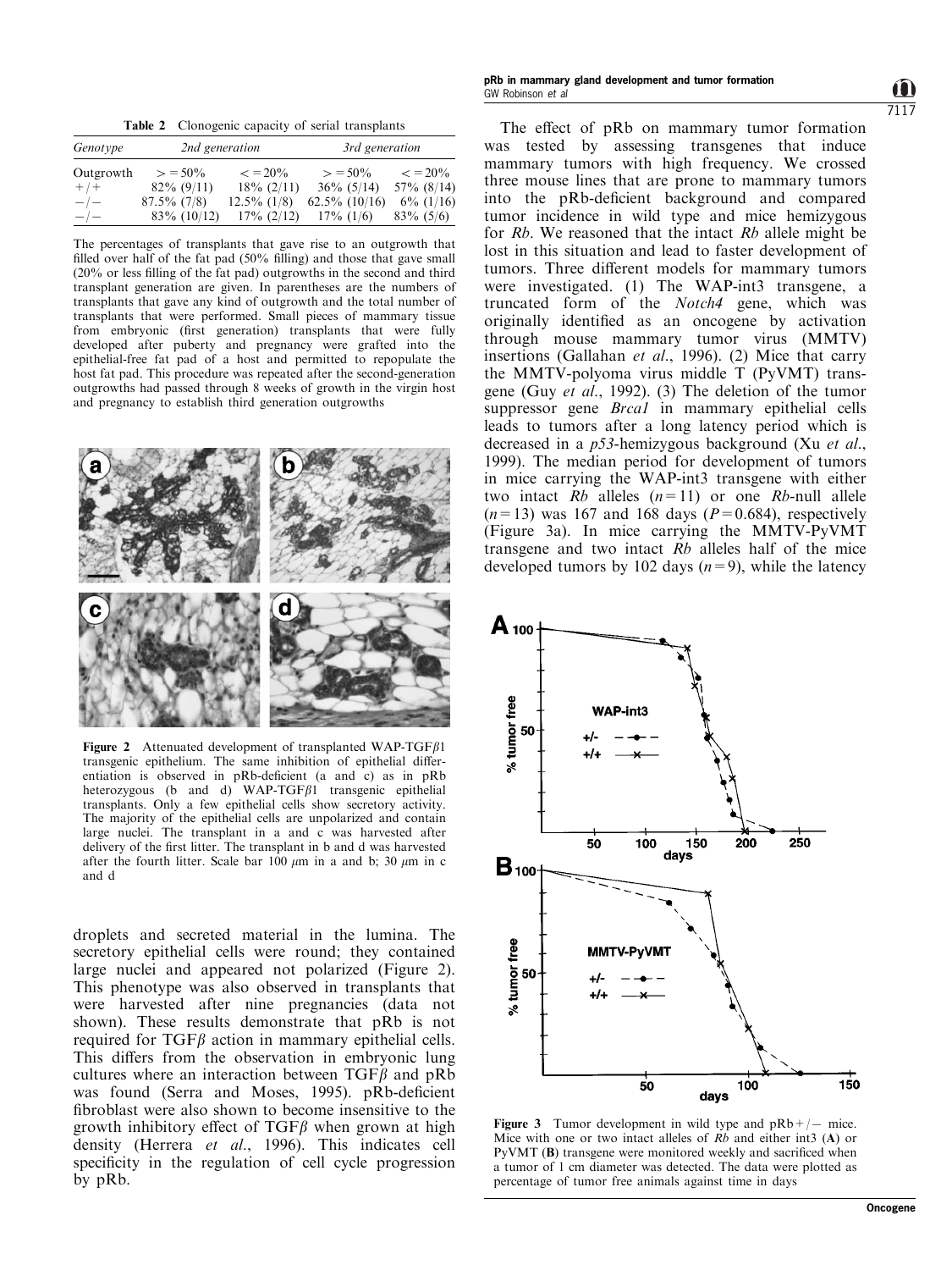**Table 2** Clonogenic capacity of serial transplants

| Genotype | 2nd generation | | 3rd generation | |
|---|---|---|---|---|
| Outgrowth | > = 50% | < = 20% | > = 50% | < = 20% |
| +/+ | 82% (9/11) | 18% (2/11) | 36% (5/14) | 57% (8/14) |
| −/− | 87.5% (7/8) | 12.5% (1/8) | 62.5% (10/16) | 6% (1/16) |
| −/− | 83% (10/12) | 17% (2/12) | 17% (1/6) | 83% (5/6) |

The percentages of transplants that gave rise to an outgrowth that filled over half of the fat pad (50% filling) and those that gave small (20% or less filling of the fat pad) outgrowths in the second and third transplant generation are given. In parentheses are the numbers of transplants that gave any kind of outgrowth and the total number of transplants that were performed. Small pieces of mammary tissue from embryonic (first generation) transplants that were fully developed after puberty and pregnancy were grafted into the epithelial-free fat pad of a host and permitted to repopulate the host fat pad. This procedure was repeated after the second-generation outgrowths had passed through 8 weeks of growth in the virgin host and pregnancy to establish third generation outgrowths

**Figure 2** Attenuated development of transplanted WAP-TGF$\beta$1 transgenic epithelium. The same inhibition of epithelial differentiation is observed in pRb-deficient (a and c) as in pRb heterozygous (b and d) WAP-TGF$\beta$1 transgenic epithelial transplants. Only a few epithelial cells show secretory activity. The majority of the epithelial cells are unpolarized and contain large nuclei. The transplant in a and c was harvested after delivery of the first litter. The transplant in b and d was harvested after the fourth litter. Scale bar 100 $\mu$m in a and b; 30 $\mu$m in c and d

droplets and secreted material in the lumina. The secretory epithelial cells were round; they contained large nuclei and appeared not polarized (Figure 2). This phenotype was also observed in transplants that were harvested after nine pregnancies (data not shown). These results demonstrate that pRb is not required for TGF$\beta$ action in mammary epithelial cells. This differs from the observation in embryonic lung cultures where an interaction between TGF$\beta$ and pRb was found (Serra and Moses, 1995). pRb-deficient fibroblast were also shown to become insensitive to the growth inhibitory effect of TGF$\beta$ when grown at high density (Herrera *et al*., 1996). This indicates cell specificity in the regulation of cell cycle progression by pRb.

The effect of pRb on mammary tumor formation was tested by assessing transgenes that induce mammary tumors with high frequency. We crossed three mouse lines that are prone to mammary tumors into the pRb-deficient background and compared tumor incidence in wild type and mice hemizygous for *Rb*. We reasoned that the intact *Rb* allele might be lost in this situation and lead to faster development of tumors. Three different models for mammary tumors were investigated. (1) The WAP-int3 transgene, a truncated form of the *Notch4* gene, which was originally identified as an oncogene by activation through mouse mammary tumor virus (MMTV) insertions (Gallahan *et al*., 1996). (2) Mice that carry the MMTV-polyoma virus middle T (PyVMT) transgene (Guy *et al*., 1992). (3) The deletion of the tumor suppressor gene *Brca1* in mammary epithelial cells leads to tumors after a long latency period which is decreased in a *p53*-hemizygous background (Xu *et al*., 1999). The median period for development of tumors in mice carrying the WAP-int3 transgene with either two intact *Rb* alleles ($n = 11$) or one *Rb*-null allele ($n = 13$) was 167 and 168 days ($P = 0.684$), respectively (Figure 3a). In mice carrying the MMTV-PyVMT transgene and two intact *Rb* alleles half of the mice developed tumors by 102 days ($n = 9$), while the latency

**Figure 3** Tumor development in wild type and pRb+/− mice. Mice with one or two intact alleles of *Rb* and either int3 (**A**) or PyVMT (**B**) transgene were monitored weekly and sacrificed when a tumor of 1 cm diameter was detected. The data were plotted as percentage of tumor free animals against time in days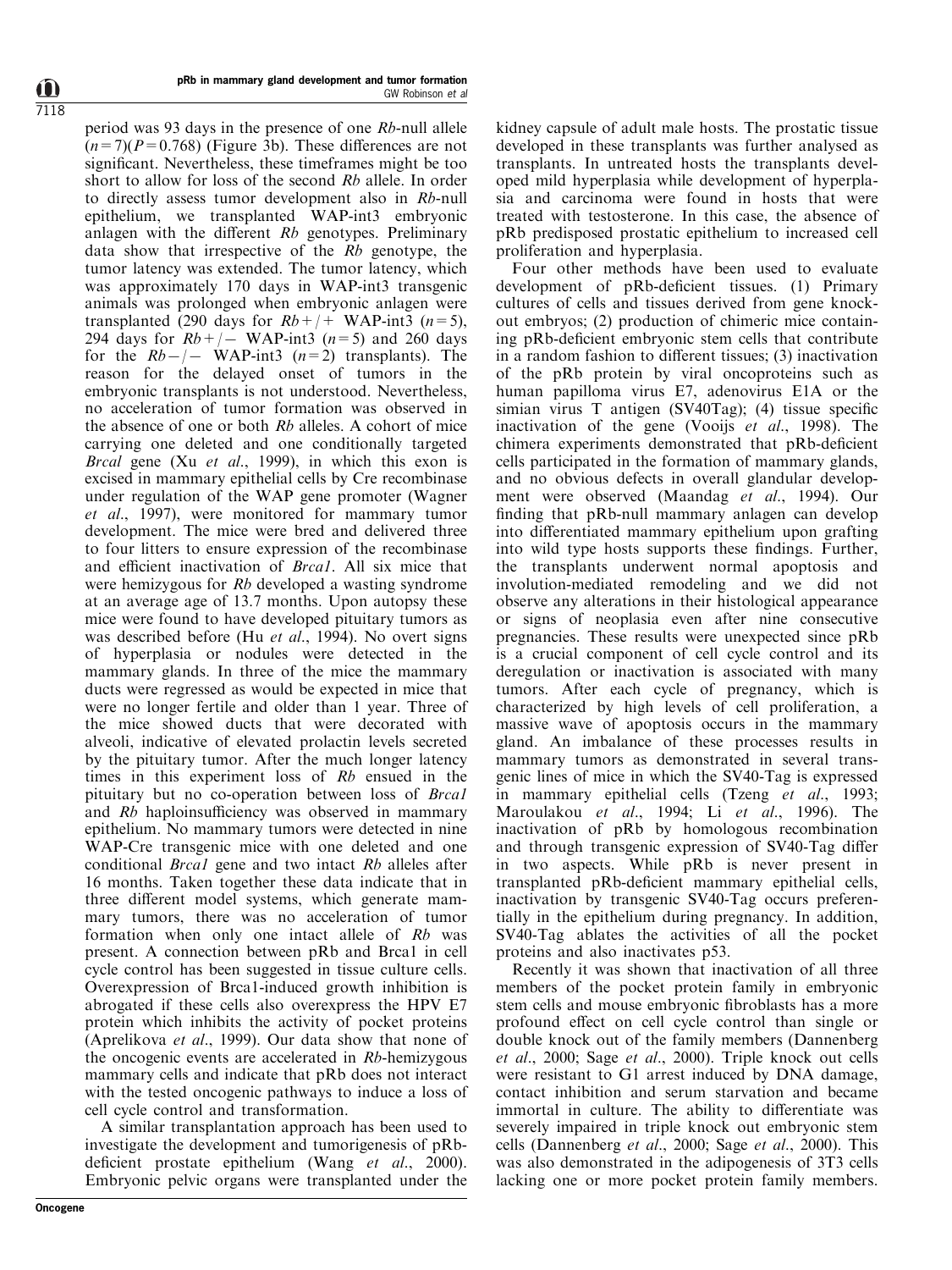period was 93 days in the presence of one *Rb*-null allele ($n=7$)($P=0.768$) (Figure 3b). These differences are not significant. Nevertheless, these timeframes might be too short to allow for loss of the second *Rb* allele. In order to directly assess tumor development also in *Rb*-null epithelium, we transplanted WAP-int3 embryonic anlagen with the different *Rb* genotypes. Preliminary data show that irrespective of the *Rb* genotype, the tumor latency was extended. The tumor latency, which was approximately 170 days in WAP-int3 transgenic animals was prolonged when embryonic anlagen were transplanted (290 days for *Rb+/+* WAP-int3 ($n=5$), 294 days for *Rb+/−* WAP-int3 ($n=5$) and 260 days for the *Rb−/−* WAP-int3 ($n=2$) transplants). The reason for the delayed onset of tumors in the embryonic transplants is not understood. Nevertheless, no acceleration of tumor formation was observed in the absence of one or both *Rb* alleles. A cohort of mice carrying one deleted and one conditionally targeted *Brca1* gene (Xu *et al*., 1999), in which this exon is excised in mammary epithelial cells by Cre recombinase under regulation of the WAP gene promoter (Wagner *et al*., 1997), were monitored for mammary tumor development. The mice were bred and delivered three to four litters to ensure expression of the recombinase and efficient inactivation of *Brca1*. All six mice that were hemizygous for *Rb* developed a wasting syndrome at an average age of 13.7 months. Upon autopsy these mice were found to have developed pituitary tumors as was described before (Hu *et al*., 1994). No overt signs of hyperplasia or nodules were detected in the mammary glands. In three of the mice the mammary ducts were regressed as would be expected in mice that were no longer fertile and older than 1 year. Three of the mice showed ducts that were decorated with alveoli, indicative of elevated prolactin levels secreted by the pituitary tumor. After the much longer latency times in this experiment loss of *Rb* ensued in the pituitary but no co-operation between loss of *Brca1* and *Rb* haploinsufficiency was observed in mammary epithelium. No mammary tumors were detected in nine WAP-Cre transgenic mice with one deleted and one conditional *Brca1* gene and two intact *Rb* alleles after 16 months. Taken together these data indicate that in three different model systems, which generate mammary tumors, there was no acceleration of tumor formation when only one intact allele of *Rb* was present. A connection between pRb and Brca1 in cell cycle control has been suggested in tissue culture cells. Overexpression of Brca1-induced growth inhibition is abrogated if these cells also overexpress the HPV E7 protein which inhibits the activity of pocket proteins (Aprelikova *et al*., 1999). Our data show that none of the oncogenic events are accelerated in *Rb*-hemizygous mammary cells and indicate that pRb does not interact with the tested oncogenic pathways to induce a loss of cell cycle control and transformation.

A similar transplantation approach has been used to investigate the development and tumorigenesis of pRb-deficient prostate epithelium (Wang *et al*., 2000). Embryonic pelvic organs were transplanted under the kidney capsule of adult male hosts. The prostatic tissue developed in these transplants was further analysed as transplants. In untreated hosts the transplants developed mild hyperplasia while development of hyperplasia and carcinoma were found in hosts that were treated with testosterone. In this case, the absence of pRb predisposed prostatic epithelium to increased cell proliferation and hyperplasia.

Four other methods have been used to evaluate development of pRb-deficient tissues. (1) Primary cultures of cells and tissues derived from gene knockout embryos; (2) production of chimeric mice containing pRb-deficient embryonic stem cells that contribute in a random fashion to different tissues; (3) inactivation of the pRb protein by viral oncoproteins such as human papilloma virus E7, adenovirus E1A or the simian virus T antigen (SV40Tag); (4) tissue specific inactivation of the gene (Vooijs *et al*., 1998). The chimera experiments demonstrated that pRb-deficient cells participated in the formation of mammary glands, and no obvious defects in overall glandular development were observed (Maandag *et al*., 1994). Our finding that pRb-null mammary anlagen can develop into differentiated mammary epithelium upon grafting into wild type hosts supports these findings. Further, the transplants underwent normal apoptosis and involution-mediated remodeling and we did not observe any alterations in their histological appearance or signs of neoplasia even after nine consecutive pregnancies. These results were unexpected since pRb is a crucial component of cell cycle control and its deregulation or inactivation is associated with many tumors. After each cycle of pregnancy, which is characterized by high levels of cell proliferation, a massive wave of apoptosis occurs in the mammary gland. An imbalance of these processes results in mammary tumors as demonstrated in several transgenic lines of mice in which the SV40-Tag is expressed in mammary epithelial cells (Tzeng *et al*., 1993; Maroulakou *et al*., 1994; Li *et al*., 1996). The inactivation of pRb by homologous recombination and through transgenic expression of SV40-Tag differ in two aspects. While pRb is never present in transplanted pRb-deficient mammary epithelial cells, inactivation by transgenic SV40-Tag occurs preferentially in the epithelium during pregnancy. In addition, SV40-Tag ablates the activities of all the pocket proteins and also inactivates p53.

Recently it was shown that inactivation of all three members of the pocket protein family in embryonic stem cells and mouse embryonic fibroblasts has a more profound effect on cell cycle control than single or double knock out of the family members (Dannenberg *et al*., 2000; Sage *et al*., 2000). Triple knock out cells were resistant to G1 arrest induced by DNA damage, contact inhibition and serum starvation and became immortal in culture. The ability to differentiate was severely impaired in triple knock out embryonic stem cells (Dannenberg *et al*., 2000; Sage *et al*., 2000). This was also demonstrated in the adipogenesis of 3T3 cells lacking one or more pocket protein family members.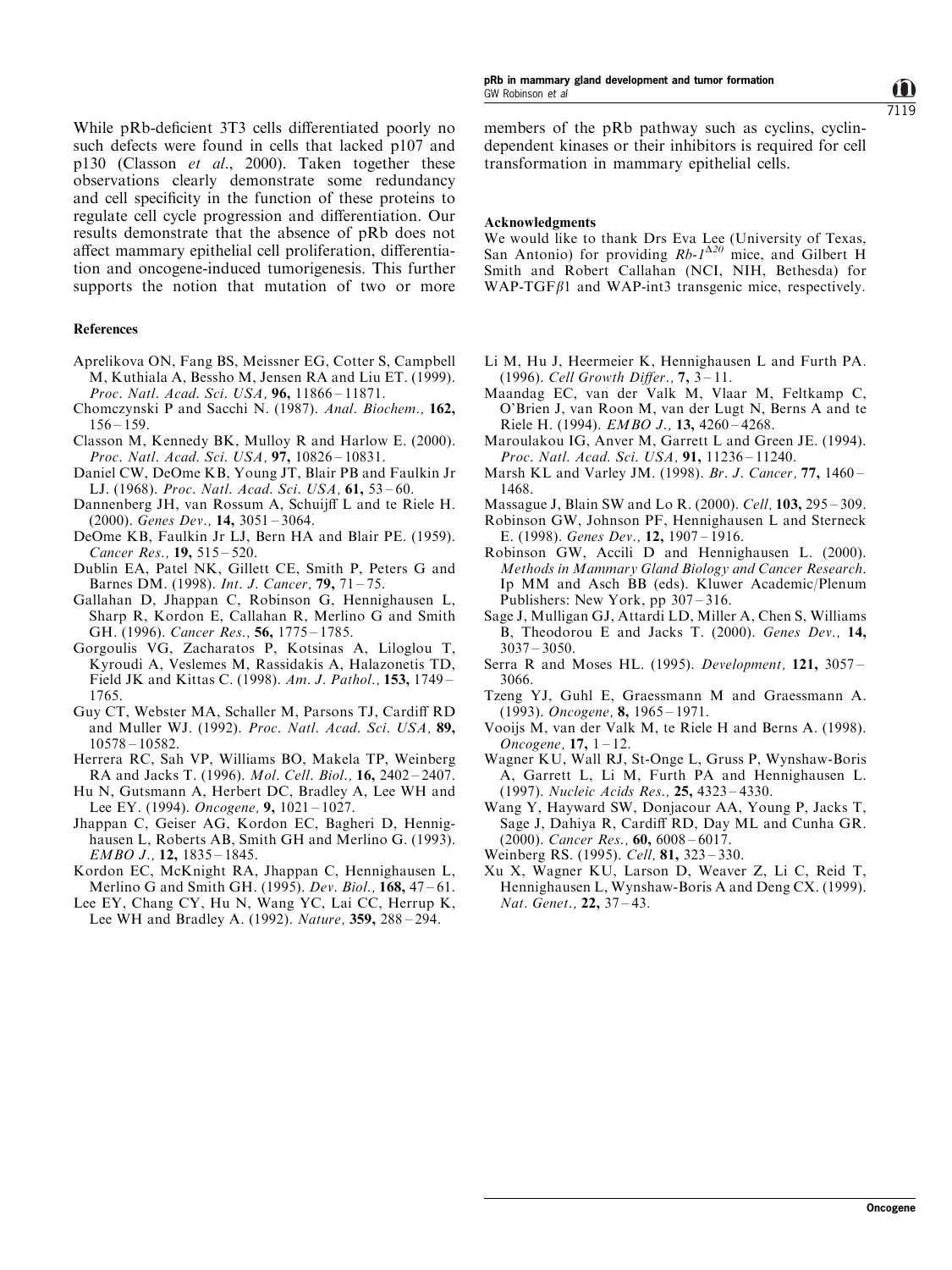While pRb-deficient 3T3 cells differentiated poorly no such defects were found in cells that lacked p107 and p130 (Classon *et al*., 2000). Taken together these observations clearly demonstrate some redundancy and cell specificity in the function of these proteins to regulate cell cycle progression and differentiation. Our results demonstrate that the absence of pRb does not affect mammary epithelial cell proliferation, differentiation and oncogene-induced tumorigenesis. This further supports the notion that mutation of two or more members of the pRb pathway such as cyclins, cyclin-dependent kinases or their inhibitors is required for cell transformation in mammary epithelial cells.

### Acknowledgments

We would like to thank Drs Eva Lee (University of Texas, San Antonio) for providing $Rb\text{-}1^{\Delta 20}$ mice, and Gilbert H Smith and Robert Callahan (NCI, NIH, Bethesda) for WAP-TGF$\beta$1 and WAP-int3 transgenic mice, respectively.

### References

Aprelikova ON, Fang BS, Meissner EG, Cotter S, Campbell M, Kuthiala A, Bessho M, Jensen RA and Liu ET. (1999). *Proc. Natl. Acad. Sci. USA*, **96,** 11866 – 11871.

Chomczynski P and Sacchi N. (1987). *Anal. Biochem.*, **162,** 156 – 159.

Classon M, Kennedy BK, Mulloy R and Harlow E. (2000). *Proc. Natl. Acad. Sci. USA*, **97,** 10826 – 10831.

Daniel CW, DeOme KB, Young JT, Blair PB and Faulkin Jr LJ. (1968). *Proc. Natl. Acad. Sci. USA*, **61,** 53 – 60.

Dannenberg JH, van Rossum A, Schuijff L and te Riele H. (2000). *Genes Dev.*, **14,** 3051 – 3064.

DeOme KB, Faulkin Jr LJ, Bern HA and Blair PE. (1959). *Cancer Res.*, **19,** 515 – 520.

Dublin EA, Patel NK, Gillett CE, Smith P, Peters G and Barnes DM. (1998). *Int. J. Cancer*, **79,** 71 – 75.

Gallahan D, Jhappan C, Robinson G, Hennighausen L, Sharp R, Kordon E, Callahan R, Merlino G and Smith GH. (1996). *Cancer Res.*, **56,** 1775 – 1785.

Gorgoulis VG, Zacharatos P, Kotsinas A, Liloglou T, Kyroudi A, Veslemes M, Rassidakis A, Halazonetis TD, Field JK and Kittas C. (1998). *Am. J. Pathol.*, **153,** 1749 – 1765.

Guy CT, Webster MA, Schaller M, Parsons TJ, Cardiff RD and Muller WJ. (1992). *Proc. Natl. Acad. Sci. USA*, **89,** 10578 – 10582.

Herrera RC, Sah VP, Williams BO, Makela TP, Weinberg RA and Jacks T. (1996). *Mol. Cell. Biol.*, **16,** 2402 – 2407.

Hu N, Gutsmann A, Herbert DC, Bradley A, Lee WH and Lee EY. (1994). *Oncogene*, **9,** 1021 – 1027.

Jhappan C, Geiser AG, Kordon EC, Bagheri D, Hennighausen L, Roberts AB, Smith GH and Merlino G. (1993). *EMBO J.*, **12,** 1835 – 1845.

Kordon EC, McKnight RA, Jhappan C, Hennighausen L, Merlino G and Smith GH. (1995). *Dev. Biol.*, **168,** 47 – 61.

Lee EY, Chang CY, Hu N, Wang YC, Lai CC, Herrup K, Lee WH and Bradley A. (1992). *Nature*, **359,** 288 – 294.

Li M, Hu J, Heermeier K, Hennighausen L and Furth PA. (1996). *Cell Growth Differ.*, **7,** 3 – 11.

Maandag EC, van der Valk M, Vlaar M, Feltkamp C, O'Brien J, van Roon M, van der Lugt N, Berns A and te Riele H. (1994). *EMBO J.*, **13,** 4260 – 4268.

Maroulakou IG, Anver M, Garrett L and Green JE. (1994). *Proc. Natl. Acad. Sci. USA*, **91,** 11236 – 11240.

Marsh KL and Varley JM. (1998). *Br. J. Cancer*, **77,** 1460 – 1468.

Massague J, Blain SW and Lo R. (2000). *Cell*, **103,** 295 – 309.

Robinson GW, Johnson PF, Hennighausen L and Sterneck E. (1998). *Genes Dev.*, **12,** 1907 – 1916.

Robinson GW, Accili D and Hennighausen L. (2000). *Methods in Mammary Gland Biology and Cancer Research*. Ip MM and Asch BB (eds). Kluwer Academic/Plenum Publishers: New York, pp 307 – 316.

Sage J, Mulligan GJ, Attardi LD, Miller A, Chen S, Williams B, Theodorou E and Jacks T. (2000). *Genes Dev.*, **14,** 3037 – 3050.

Serra R and Moses HL. (1995). *Development*, **121,** 3057 – 3066.

Tzeng YJ, Guhl E, Graessmann M and Graessmann A. (1993). *Oncogene*, **8,** 1965 – 1971.

Vooijs M, van der Valk M, te Riele H and Berns A. (1998). *Oncogene*, **17,** 1 – 12.

Wagner KU, Wall RJ, St-Onge L, Gruss P, Wynshaw-Boris A, Garrett L, Li M, Furth PA and Hennighausen L. (1997). *Nucleic Acids Res.*, **25,** 4323 – 4330.

Wang Y, Hayward SW, Donjacour AA, Young P, Jacks T, Sage J, Dahiya R, Cardiff RD, Day ML and Cunha GR. (2000). *Cancer Res.*, **60,** 6008 – 6017.

Weinberg RS. (1995). *Cell*, **81,** 323 – 330.

Xu X, Wagner KU, Larson D, Weaver Z, Li C, Reid T, Hennighausen L, Wynshaw-Boris A and Deng CX. (1999). *Nat. Genet.*, **22,** 37 – 43.